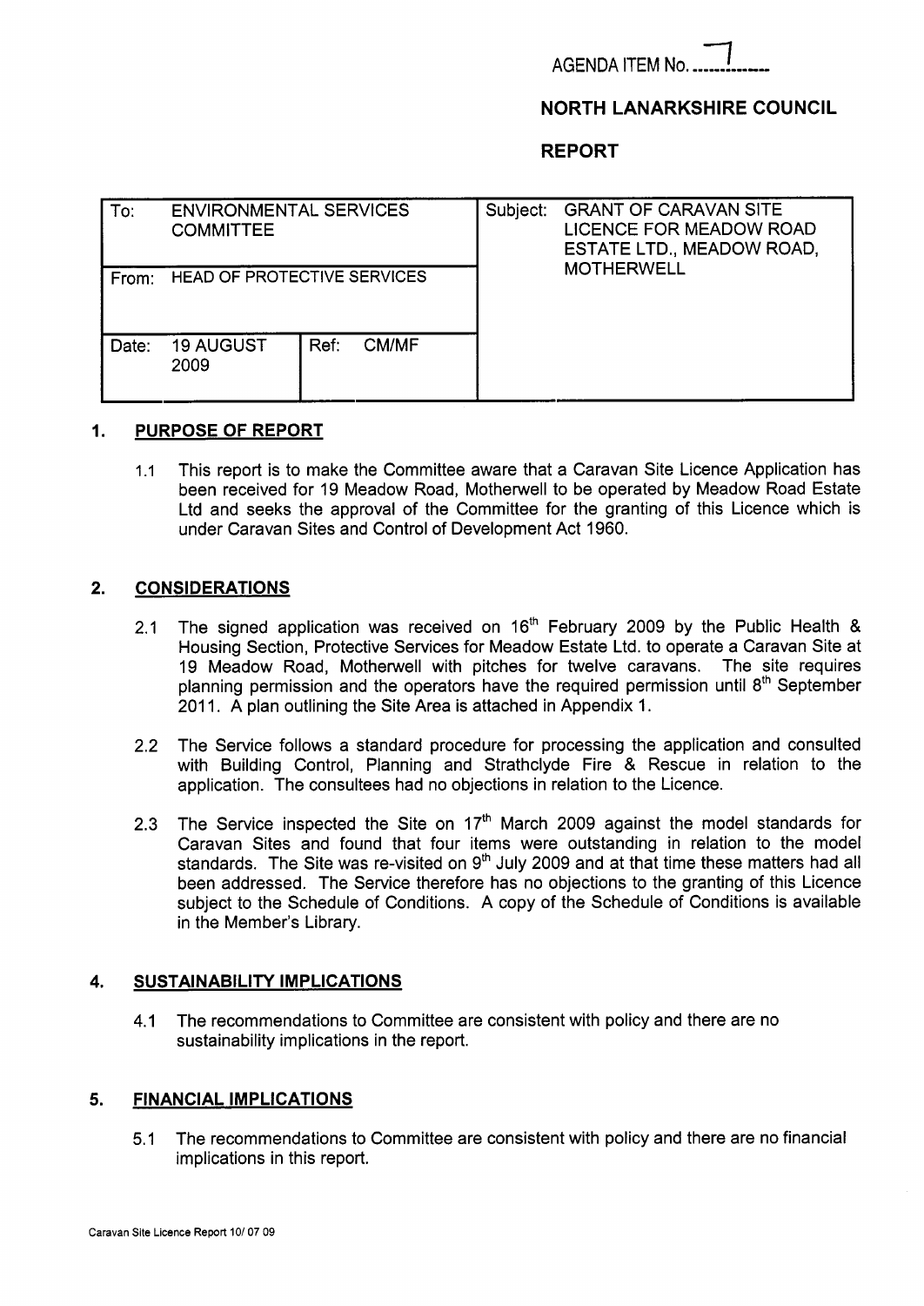AGENDA ITEM No. 7

**NORTH LANARKSHIRE COUNCIL**

**REPORT**

| To: ENVIRONMENTAL SERVICES COMMITTEE | | Subject: GRANT OF CARAVAN SITE LICENCE FOR MEADOW ROAD ESTATE LTD., MEADOW ROAD, MOTHERWELL |
|---|---|---|
| From: HEAD OF PROTECTIVE SERVICES | | |
| Date: 19 AUGUST 2009 | Ref: CM/MF | |

## 1. PURPOSE OF REPORT

1.1 This report is to make the Committee aware that a Caravan Site Licence Application has been received for 19 Meadow Road, Motherwell to be operated by Meadow Road Estate Ltd and seeks the approval of the Committee for the granting of this Licence which is under Caravan Sites and Control of Development Act 1960.

## 2. CONSIDERATIONS

2.1 The signed application was received on 16th February 2009 by the Public Health & Housing Section, Protective Services for Meadow Estate Ltd. to operate a Caravan Site at 19 Meadow Road, Motherwell with pitches for twelve caravans. The site requires planning permission and the operators have the required permission until 8th September 2011. A plan outlining the Site Area is attached in Appendix 1.

2.2 The Service follows a standard procedure for processing the application and consulted with Building Control, Planning and Strathclyde Fire & Rescue in relation to the application. The consultees had no objections in relation to the Licence.

2.3 The Service inspected the Site on 17th March 2009 against the model standards for Caravan Sites and found that four items were outstanding in relation to the model standards. The Site was re-visited on 9th July 2009 and at that time these matters had all been addressed. The Service therefore has no objections to the granting of this Licence subject to the Schedule of Conditions. A copy of the Schedule of Conditions is available in the Member's Library.

## 4. SUSTAINABILITY IMPLICATIONS

4.1 The recommendations to Committee are consistent with policy and there are no sustainability implications in the report.

## 5. FINANCIAL IMPLICATIONS

5.1 The recommendations to Committee are consistent with policy and there are no financial implications in this report.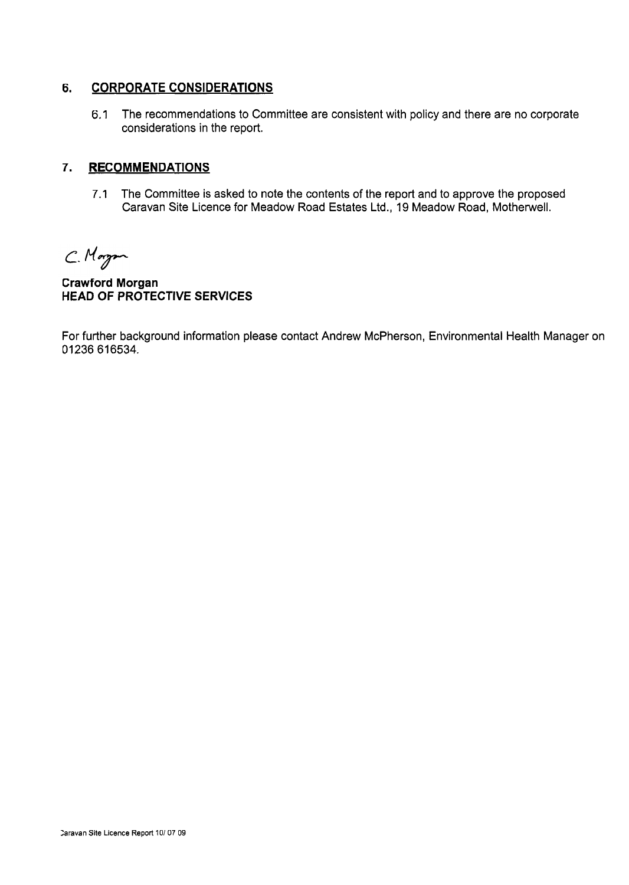## 6. CORPORATE CONSIDERATIONS

6.1 The recommendations to Committee are consistent with policy and there are no corporate considerations in the report.

## 7. RECOMMENDATIONS

7.1 The Committee is asked to note the contents of the report and to approve the proposed Caravan Site Licence for Meadow Road Estates Ltd., 19 Meadow Road, Motherwell.

C. Morgan

**Crawford Morgan**
**HEAD OF PROTECTIVE SERVICES**

For further background information please contact Andrew McPherson, Environmental Health Manager on 01236 616534.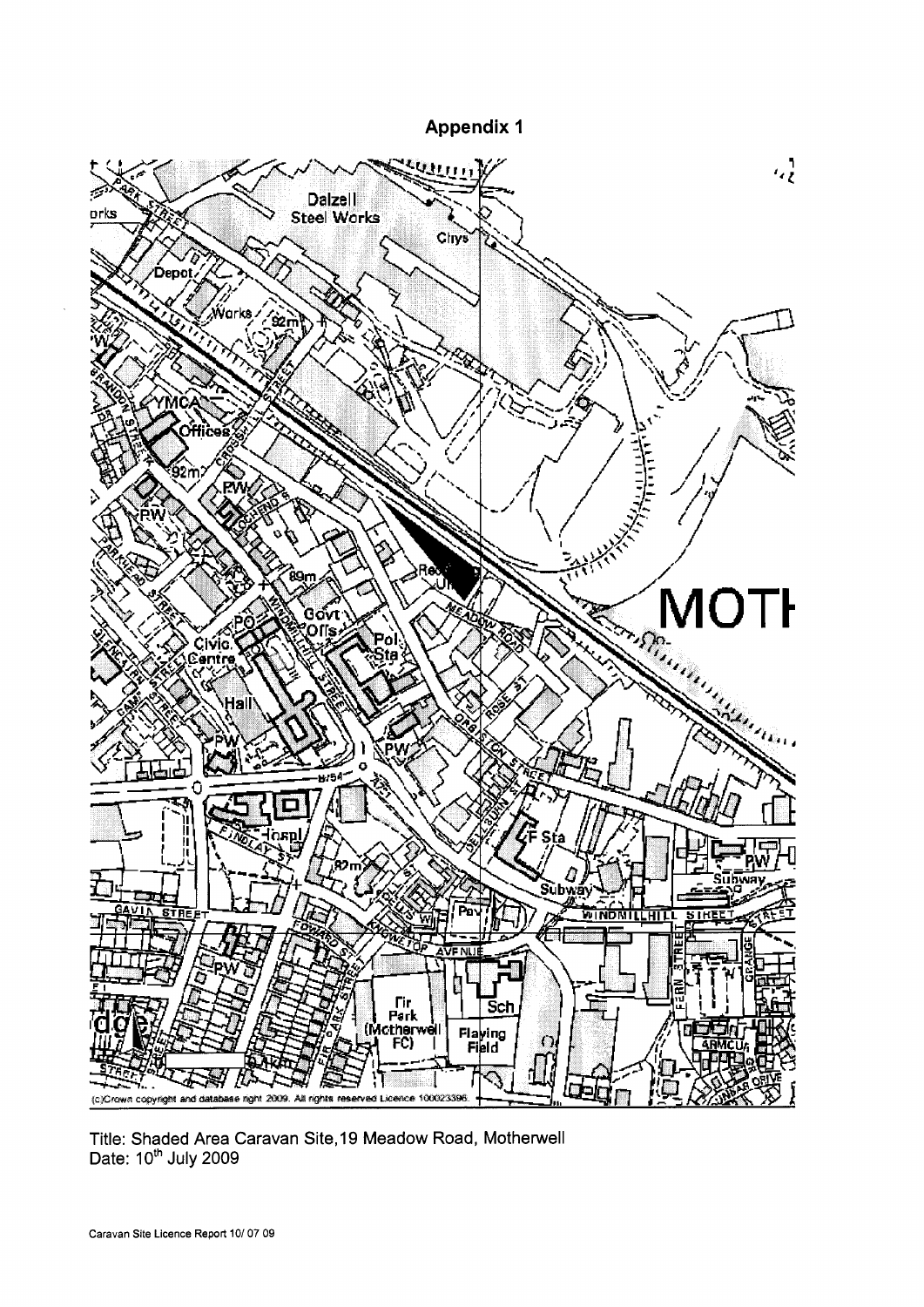# Appendix 1

Title: Shaded Area Caravan Site, 19 Meadow Road, Motherwell
Date: 10th July 2009